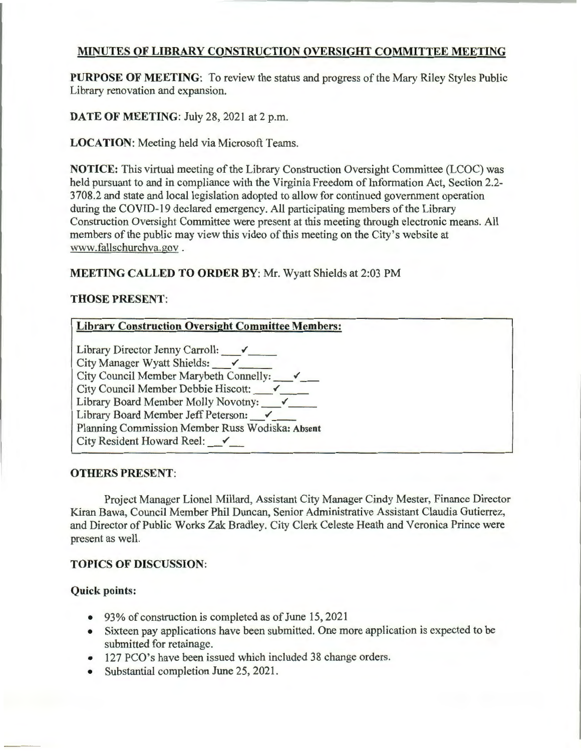# MINUTES OF LIBRARY CONSTRUCTION OVERSIGHT COMMITTEE MEETING

**PURPOSE OF MEETING**: To review the status and progress of the Mary Riley Styles Public Library renovation and expansion.

**DATE OF MEETING**: July 28, 2021 at 2 p.m.

**LOCATION**: Meeting held via Microsoft Teams.

**NOTICE:** This virtual meeting of the Library Construction Oversight Committee (LCOC) was held pursuant to and in compliance with the Virginia Freedom of Information Act, Section 2.2-3708.2 and state and local legislation adopted to allow for continued government operation during the COVID-19 declared emergency. All participating members of the Library Construction Oversight Committee were present at this meeting through electronic means. All members of the public may view this video of this meeting on the City's website at www.fallschurchva.gov .

**MEETING CALLED TO ORDER BY**: Mr. Wyatt Shields at 2:03 PM

**THOSE PRESENT**:

**Library Construction Oversight Committee Members:**

Library Director Jenny Carroll: ✓
City Manager Wyatt Shields: ✓
City Council Member Marybeth Connelly: ✓
City Council Member Debbie Hiscott: ✓
Library Board Member Molly Novotny: ✓
Library Board Member Jeff Peterson: ✓
Planning Commission Member Russ Wodiska: **Absent**
City Resident Howard Reel: ✓

**OTHERS PRESENT**:

Project Manager Lionel Millard, Assistant City Manager Cindy Mester, Finance Director Kiran Bawa, Council Member Phil Duncan, Senior Administrative Assistant Claudia Gutierrez, and Director of Public Works Zak Bradley. City Clerk Celeste Heath and Veronica Prince were present as well.

**TOPICS OF DISCUSSION**:

**Quick points:**

- 93% of construction is completed as of June 15, 2021
- Sixteen pay applications have been submitted. One more application is expected to be submitted for retainage.
- 127 PCO's have been issued which included 38 change orders.
- Substantial completion June 25, 2021.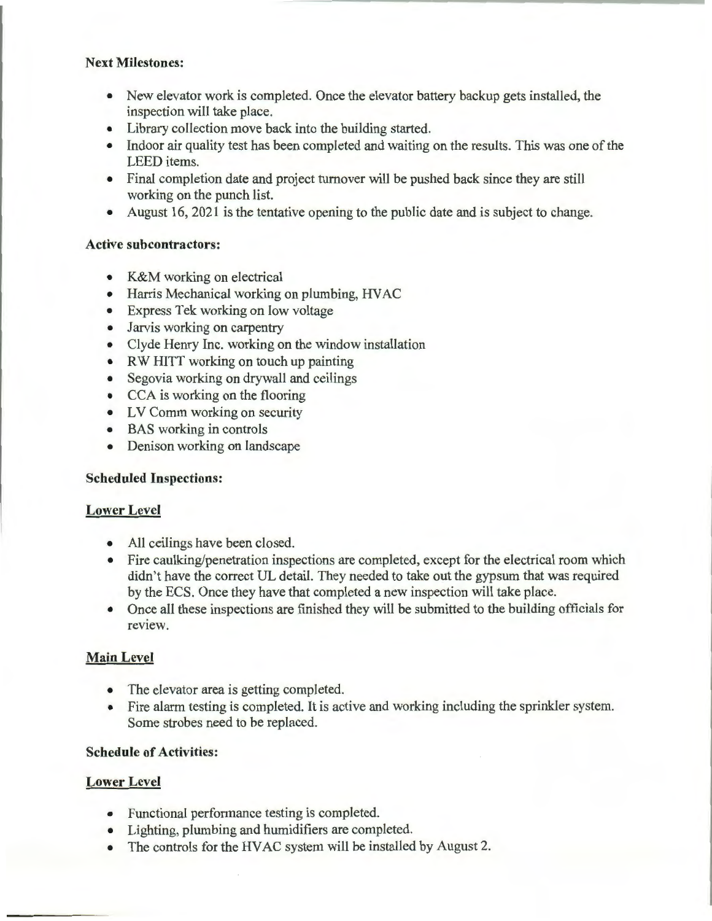**Next Milestones:**

- New elevator work is completed. Once the elevator battery backup gets installed, the inspection will take place.
- Library collection move back into the building started.
- Indoor air quality test has been completed and waiting on the results. This was one of the LEED items.
- Final completion date and project turnover will be pushed back since they are still working on the punch list.
- August 16, 2021 is the tentative opening to the public date and is subject to change.

**Active subcontractors:**

- K&M working on electrical
- Harris Mechanical working on plumbing, HVAC
- Express Tek working on low voltage
- Jarvis working on carpentry
- Clyde Henry Inc. working on the window installation
- RW HITT working on touch up painting
- Segovia working on drywall and ceilings
- CCA is working on the flooring
- LV Comm working on security
- BAS working in controls
- Denison working on landscape

**Scheduled Inspections:**

**Lower Level**

- All ceilings have been closed.
- Fire caulking/penetration inspections are completed, except for the electrical room which didn't have the correct UL detail. They needed to take out the gypsum that was required by the ECS. Once they have that completed a new inspection will take place.
- Once all these inspections are finished they will be submitted to the building officials for review.

**Main Level**

- The elevator area is getting completed.
- Fire alarm testing is completed. It is active and working including the sprinkler system. Some strobes need to be replaced.

**Schedule of Activities:**

**Lower Level**

- Functional performance testing is completed.
- Lighting, plumbing and humidifiers are completed.
- The controls for the HVAC system will be installed by August 2.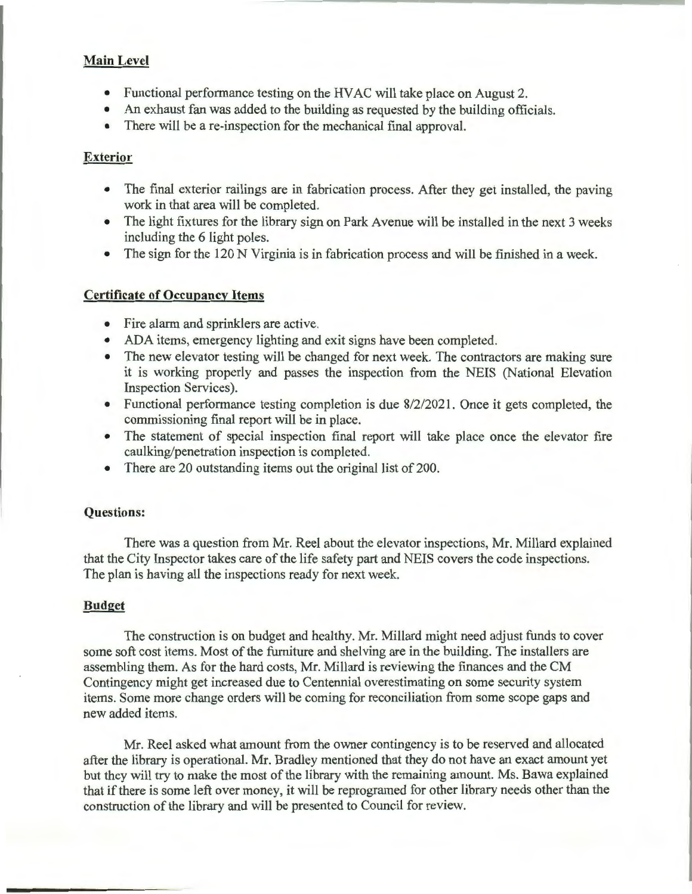## Main Level

- Functional performance testing on the HVAC will take place on August 2.
- An exhaust fan was added to the building as requested by the building officials.
- There will be a re-inspection for the mechanical final approval.

## Exterior

- The final exterior railings are in fabrication process. After they get installed, the paving work in that area will be completed.
- The light fixtures for the library sign on Park Avenue will be installed in the next 3 weeks including the 6 light poles.
- The sign for the 120 N Virginia is in fabrication process and will be finished in a week.

## Certificate of Occupancy Items

- Fire alarm and sprinklers are active.
- ADA items, emergency lighting and exit signs have been completed.
- The new elevator testing will be changed for next week. The contractors are making sure it is working properly and passes the inspection from the NEIS (National Elevation Inspection Services).
- Functional performance testing completion is due 8/2/2021. Once it gets completed, the commissioning final report will be in place.
- The statement of special inspection final report will take place once the elevator fire caulking/penetration inspection is completed.
- There are 20 outstanding items out the original list of 200.

## Questions:

There was a question from Mr. Reel about the elevator inspections, Mr. Millard explained that the City Inspector takes care of the life safety part and NEIS covers the code inspections. The plan is having all the inspections ready for next week.

## Budget

The construction is on budget and healthy. Mr. Millard might need adjust funds to cover some soft cost items. Most of the furniture and shelving are in the building. The installers are assembling them. As for the hard costs, Mr. Millard is reviewing the finances and the CM Contingency might get increased due to Centennial overestimating on some security system items. Some more change orders will be coming for reconciliation from some scope gaps and new added items.

Mr. Reel asked what amount from the owner contingency is to be reserved and allocated after the library is operational. Mr. Bradley mentioned that they do not have an exact amount yet but they will try to make the most of the library with the remaining amount. Ms. Bawa explained that if there is some left over money, it will be reprogramed for other library needs other than the construction of the library and will be presented to Council for review.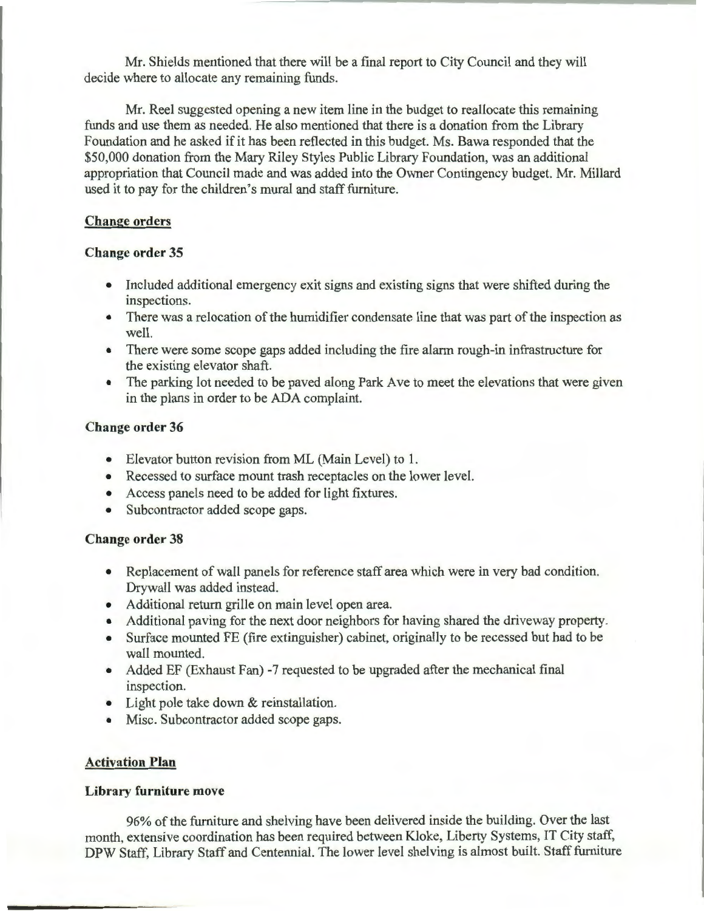Mr. Shields mentioned that there will be a final report to City Council and they will decide where to allocate any remaining funds.

Mr. Reel suggested opening a new item line in the budget to reallocate this remaining funds and use them as needed. He also mentioned that there is a donation from the Library Foundation and he asked if it has been reflected in this budget. Ms. Bawa responded that the $50,000 donation from the Mary Riley Styles Public Library Foundation, was an additional appropriation that Council made and was added into the Owner Contingency budget. Mr. Millard used it to pay for the children's mural and staff furniture.

## Change orders

### Change order 35

- Included additional emergency exit signs and existing signs that were shifted during the inspections.
- There was a relocation of the humidifier condensate line that was part of the inspection as well.
- There were some scope gaps added including the fire alarm rough-in infrastructure for the existing elevator shaft.
- The parking lot needed to be paved along Park Ave to meet the elevations that were given in the plans in order to be ADA complaint.

### Change order 36

- Elevator button revision from ML (Main Level) to 1.
- Recessed to surface mount trash receptacles on the lower level.
- Access panels need to be added for light fixtures.
- Subcontractor added scope gaps.

### Change order 38

- Replacement of wall panels for reference staff area which were in very bad condition. Drywall was added instead.
- Additional return grille on main level open area.
- Additional paving for the next door neighbors for having shared the driveway property.
- Surface mounted FE (fire extinguisher) cabinet, originally to be recessed but had to be wall mounted.
- Added EF (Exhaust Fan) -7 requested to be upgraded after the mechanical final inspection.
- Light pole take down & reinstallation.
- Misc. Subcontractor added scope gaps.

## Activation Plan

### Library furniture move

96% of the furniture and shelving have been delivered inside the building. Over the last month, extensive coordination has been required between Kloke, Liberty Systems, IT City staff, DPW Staff, Library Staff and Centennial. The lower level shelving is almost built. Staff furniture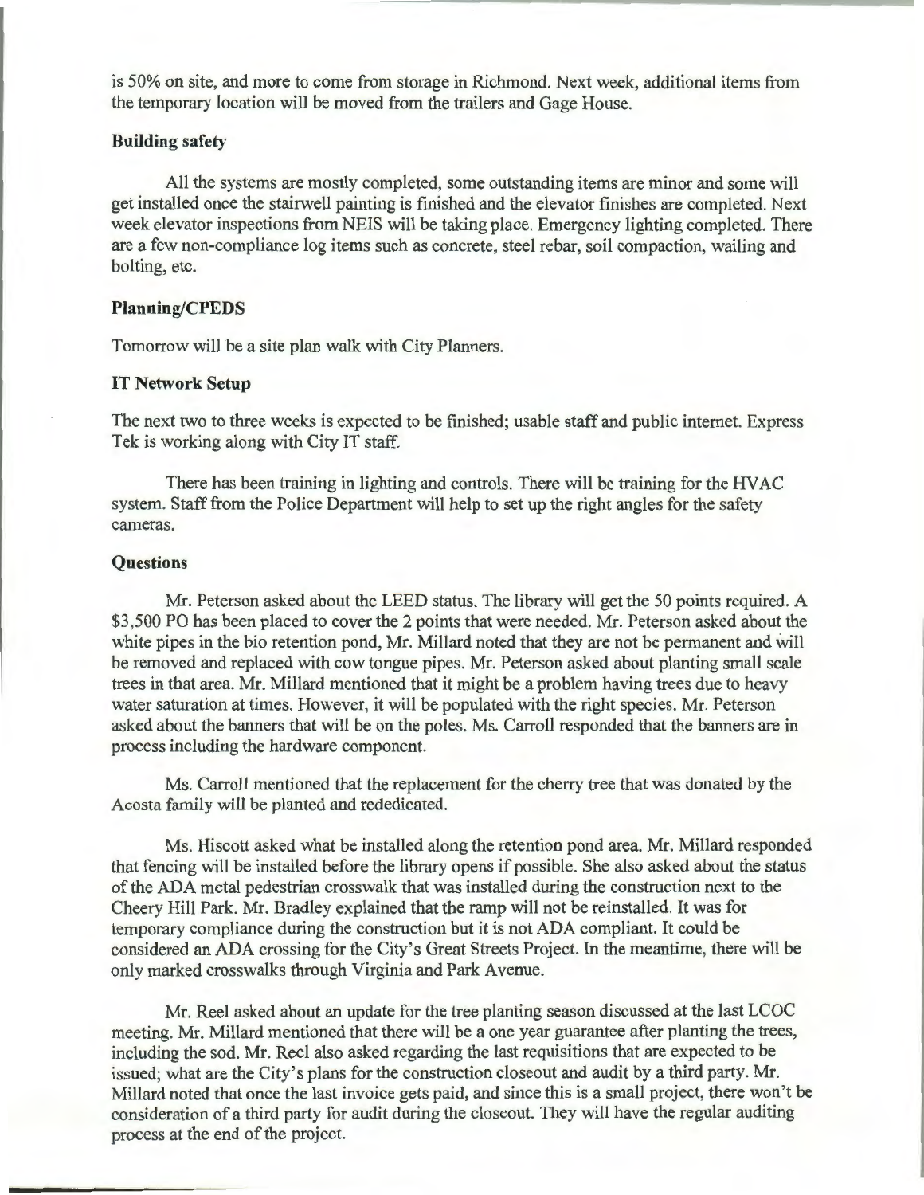is 50% on site, and more to come from storage in Richmond. Next week, additional items from the temporary location will be moved from the trailers and Gage House.

### Building safety

All the systems are mostly completed, some outstanding items are minor and some will get installed once the stairwell painting is finished and the elevator finishes are completed. Next week elevator inspections from NEIS will be taking place. Emergency lighting completed. There are a few non-compliance log items such as concrete, steel rebar, soil compaction, wailing and bolting, etc.

### Planning/CPEDS

Tomorrow will be a site plan walk with City Planners.

### IT Network Setup

The next two to three weeks is expected to be finished; usable staff and public internet. Express Tek is working along with City IT staff.

There has been training in lighting and controls. There will be training for the HVAC system. Staff from the Police Department will help to set up the right angles for the safety cameras.

### Questions

Mr. Peterson asked about the LEED status. The library will get the 50 points required. A $3,500 PO has been placed to cover the 2 points that were needed. Mr. Peterson asked about the white pipes in the bio retention pond, Mr. Millard noted that they are not be permanent and will be removed and replaced with cow tongue pipes. Mr. Peterson asked about planting small scale trees in that area. Mr. Millard mentioned that it might be a problem having trees due to heavy water saturation at times. However, it will be populated with the right species. Mr. Peterson asked about the banners that will be on the poles. Ms. Carroll responded that the banners are in process including the hardware component.

Ms. Carroll mentioned that the replacement for the cherry tree that was donated by the Acosta family will be planted and rededicated.

Ms. Hiscott asked what be installed along the retention pond area. Mr. Millard responded that fencing will be installed before the library opens if possible. She also asked about the status of the ADA metal pedestrian crosswalk that was installed during the construction next to the Cheery Hill Park. Mr. Bradley explained that the ramp will not be reinstalled. It was for temporary compliance during the construction but it is not ADA compliant. It could be considered an ADA crossing for the City's Great Streets Project. In the meantime, there will be only marked crosswalks through Virginia and Park Avenue.

Mr. Reel asked about an update for the tree planting season discussed at the last LCOC meeting. Mr. Millard mentioned that there will be a one year guarantee after planting the trees, including the sod. Mr. Reel also asked regarding the last requisitions that are expected to be issued; what are the City's plans for the construction closeout and audit by a third party. Mr. Millard noted that once the last invoice gets paid, and since this is a small project, there won't be consideration of a third party for audit during the closeout. They will have the regular auditing process at the end of the project.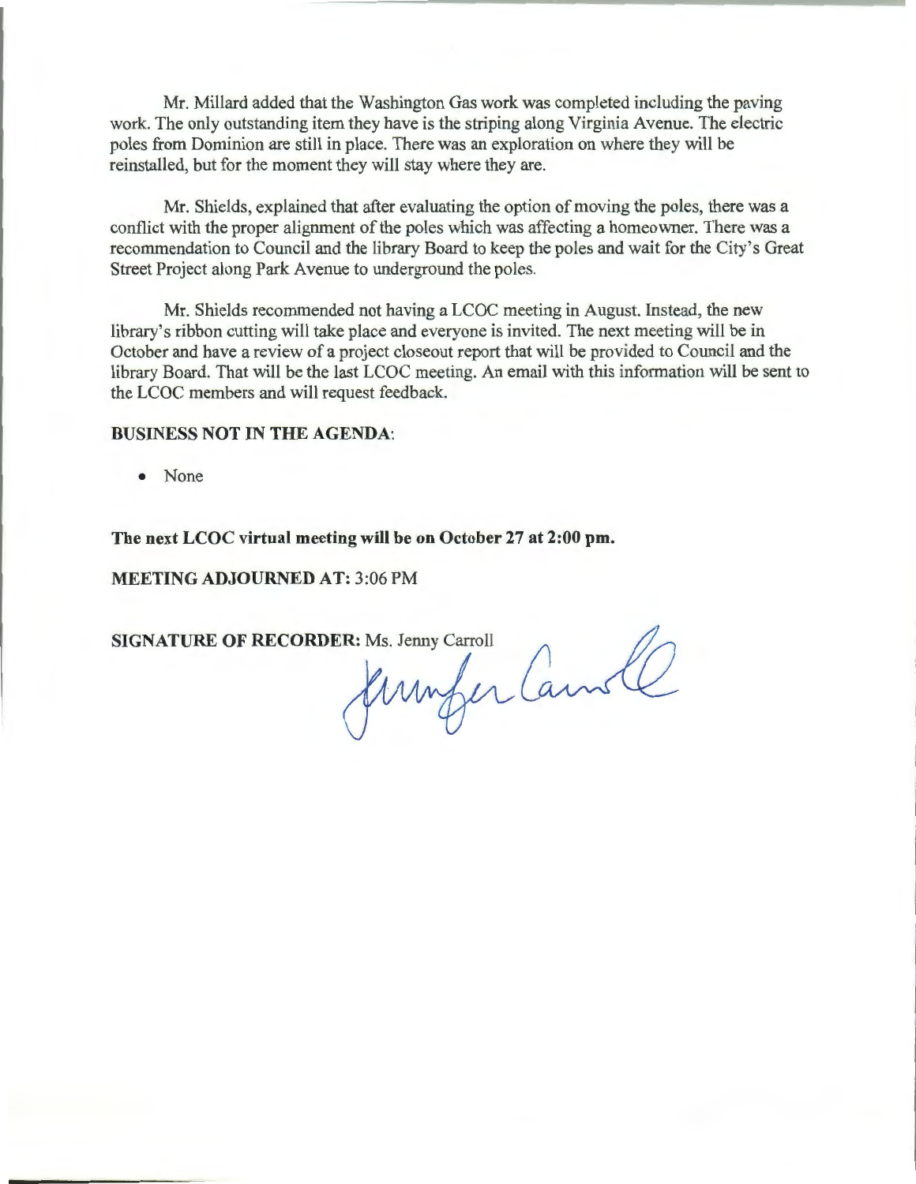Mr. Millard added that the Washington Gas work was completed including the paving work. The only outstanding item they have is the striping along Virginia Avenue. The electric poles from Dominion are still in place. There was an exploration on where they will be reinstalled, but for the moment they will stay where they are.

Mr. Shields, explained that after evaluating the option of moving the poles, there was a conflict with the proper alignment of the poles which was affecting a homeowner. There was a recommendation to Council and the library Board to keep the poles and wait for the City's Great Street Project along Park Avenue to underground the poles.

Mr. Shields recommended not having a LCOC meeting in August. Instead, the new library's ribbon cutting will take place and everyone is invited. The next meeting will be in October and have a review of a project closeout report that will be provided to Council and the library Board. That will be the last LCOC meeting. An email with this information will be sent to the LCOC members and will request feedback.

**BUSINESS NOT IN THE AGENDA**:

- None

**The next LCOC virtual meeting will be on October 27 at 2:00 pm.**

**MEETING ADJOURNED AT:** 3:06 PM

**SIGNATURE OF RECORDER:** Ms. Jenny Carroll

Jennifer Carroll